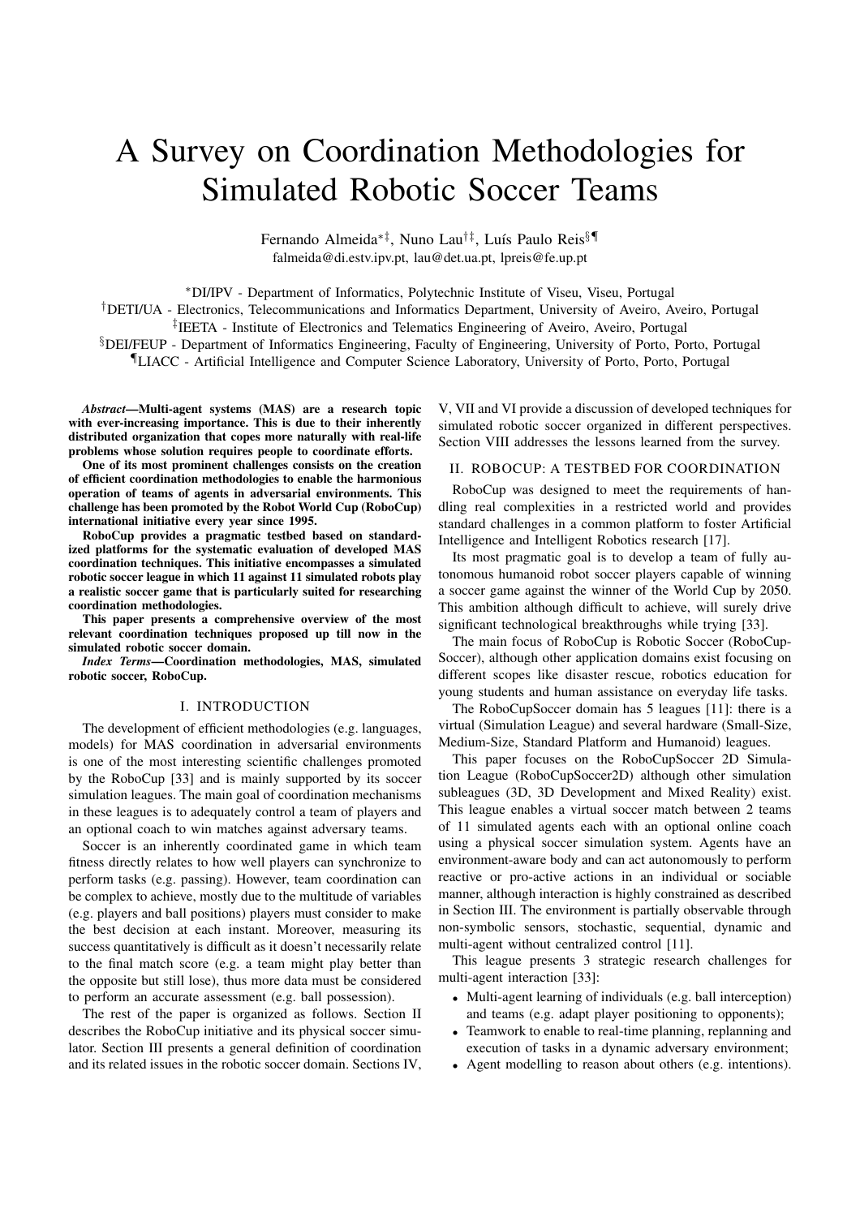# A Survey on Coordination Methodologies for Simulated Robotic Soccer Teams

Fernando Almeida[*‡], Nuno Lau[†‡], Luís Paulo Reis[§¶]
falmeida@di.estv.ipv.pt, lau@det.ua.pt, lpreis@fe.up.pt

[*]DI/IPV - Department of Informatics, Polytechnic Institute of Viseu, Viseu, Portugal
[†]DETI/UA - Electronics, Telecommunications and Informatics Department, University of Aveiro, Aveiro, Portugal
[‡]IEETA - Institute of Electronics and Telematics Engineering of Aveiro, Aveiro, Portugal
[§]DEI/FEUP - Department of Informatics Engineering, Faculty of Engineering, University of Porto, Porto, Portugal
[¶]LIACC - Artificial Intelligence and Computer Science Laboratory, University of Porto, Porto, Portugal

***Abstract*—Multi-agent systems (MAS) are a research topic with ever-increasing importance. This is due to their inherently distributed organization that copes more naturally with real-life problems whose solution requires people to coordinate efforts.**

**One of its most prominent challenges consists on the creation of efficient coordination methodologies to enable the harmonious operation of teams of agents in adversarial environments. This challenge has been promoted by the Robot World Cup (RoboCup) international initiative every year since 1995.**

**RoboCup provides a pragmatic testbed based on standardized platforms for the systematic evaluation of developed MAS coordination techniques. This initiative encompasses a simulated robotic soccer league in which 11 against 11 simulated robots play a realistic soccer game that is particularly suited for researching coordination methodologies.**

**This paper presents a comprehensive overview of the most relevant coordination techniques proposed up till now in the simulated robotic soccer domain.**

***Index Terms*—Coordination methodologies, MAS, simulated robotic soccer, RoboCup.**

## I. INTRODUCTION

The development of efficient methodologies (e.g. languages, models) for MAS coordination in adversarial environments is one of the most interesting scientific challenges promoted by the RoboCup [33] and is mainly supported by its soccer simulation leagues. The main goal of coordination mechanisms in these leagues is to adequately control a team of players and an optional coach to win matches against adversary teams.

Soccer is an inherently coordinated game in which team fitness directly relates to how well players can synchronize to perform tasks (e.g. passing). However, team coordination can be complex to achieve, mostly due to the multitude of variables (e.g. players and ball positions) players must consider to make the best decision at each instant. Moreover, measuring its success quantitatively is difficult as it doesn't necessarily relate to the final match score (e.g. a team might play better than the opposite but still lose), thus more data must be considered to perform an accurate assessment (e.g. ball possession).

The rest of the paper is organized as follows. Section II describes the RoboCup initiative and its physical soccer simulator. Section III presents a general definition of coordination and its related issues in the robotic soccer domain. Sections IV, V, VII and VI provide a discussion of developed techniques for simulated robotic soccer organized in different perspectives. Section VIII addresses the lessons learned from the survey.

## II. ROBOCUP: A TESTBED FOR COORDINATION

RoboCup was designed to meet the requirements of handling real complexities in a restricted world and provides standard challenges in a common platform to foster Artificial Intelligence and Intelligent Robotics research [17].

Its most pragmatic goal is to develop a team of fully autonomous humanoid robot soccer players capable of winning a soccer game against the winner of the World Cup by 2050. This ambition although difficult to achieve, will surely drive significant technological breakthroughs while trying [33].

The main focus of RoboCup is Robotic Soccer (RoboCup-Soccer), although other application domains exist focusing on different scopes like disaster rescue, robotics education for young students and human assistance on everyday life tasks.

The RoboCupSoccer domain has 5 leagues [11]: there is a virtual (Simulation League) and several hardware (Small-Size, Medium-Size, Standard Platform and Humanoid) leagues.

This paper focuses on the RoboCupSoccer 2D Simulation League (RoboCupSoccer2D) although other simulation subleagues (3D, 3D Development and Mixed Reality) exist. This league enables a virtual soccer match between 2 teams of 11 simulated agents each with an optional online coach using a physical soccer simulation system. Agents have an environment-aware body and can act autonomously to perform reactive or pro-active actions in an individual or sociable manner, although interaction is highly constrained as described in Section III. The environment is partially observable through non-symbolic sensors, stochastic, sequential, dynamic and multi-agent without centralized control [11].

This league presents 3 strategic research challenges for multi-agent interaction [33]:

- Multi-agent learning of individuals (e.g. ball interception) and teams (e.g. adapt player positioning to opponents);
- Teamwork to enable to real-time planning, replanning and execution of tasks in a dynamic adversary environment;
- Agent modelling to reason about others (e.g. intentions).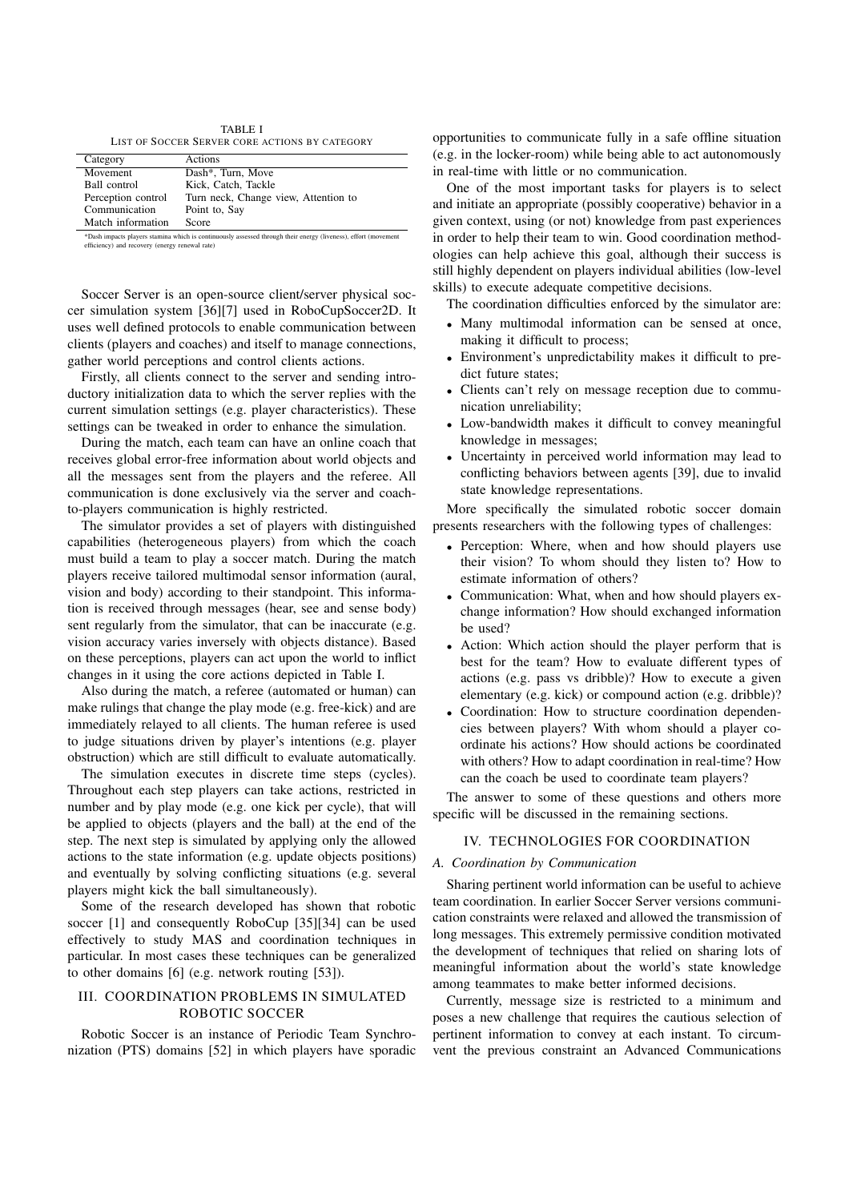TABLE I
LIST OF SOCCER SERVER CORE ACTIONS BY CATEGORY

| Category | Actions |
|---|---|
| Movement | Dash*, Turn, Move |
| Ball control | Kick, Catch, Tackle |
| Perception control | Turn neck, Change view, Attention to |
| Communication | Point to, Say |
| Match information | Score |

*Dash impacts players stamina which is continuously assessed through their energy (liveness), effort (movement efficiency) and recovery (energy renewal rate)

Soccer Server is an open-source client/server physical soccer simulation system [36][7] used in RoboCupSoccer2D. It uses well defined protocols to enable communication between clients (players and coaches) and itself to manage connections, gather world perceptions and control clients actions.

Firstly, all clients connect to the server and sending introductory initialization data to which the server replies with the current simulation settings (e.g. player characteristics). These settings can be tweaked in order to enhance the simulation.

During the match, each team can have an online coach that receives global error-free information about world objects and all the messages sent from the players and the referee. All communication is done exclusively via the server and coach-to-players communication is highly restricted.

The simulator provides a set of players with distinguished capabilities (heterogeneous players) from which the coach must build a team to play a soccer match. During the match players receive tailored multimodal sensor information (aural, vision and body) according to their standpoint. This information is received through messages (hear, see and sense body) sent regularly from the simulator, that can be inaccurate (e.g. vision accuracy varies inversely with objects distance). Based on these perceptions, players can act upon the world to inflict changes in it using the core actions depicted in Table I.

Also during the match, a referee (automated or human) can make rulings that change the play mode (e.g. free-kick) and are immediately relayed to all clients. The human referee is used to judge situations driven by player's intentions (e.g. player obstruction) which are still difficult to evaluate automatically.

The simulation executes in discrete time steps (cycles). Throughout each step players can take actions, restricted in number and by play mode (e.g. one kick per cycle), that will be applied to objects (players and the ball) at the end of the step. The next step is simulated by applying only the allowed actions to the state information (e.g. update objects positions) and eventually by solving conflicting situations (e.g. several players might kick the ball simultaneously).

Some of the research developed has shown that robotic soccer [1] and consequently RoboCup [35][34] can be used effectively to study MAS and coordination techniques in particular. In most cases these techniques can be generalized to other domains [6] (e.g. network routing [53]).

## III. COORDINATION PROBLEMS IN SIMULATED ROBOTIC SOCCER

Robotic Soccer is an instance of Periodic Team Synchronization (PTS) domains [52] in which players have sporadic opportunities to communicate fully in a safe offline situation (e.g. in the locker-room) while being able to act autonomously in real-time with little or no communication.

One of the most important tasks for players is to select and initiate an appropriate (possibly cooperative) behavior in a given context, using (or not) knowledge from past experiences in order to help their team to win. Good coordination methodologies can help achieve this goal, although their success is still highly dependent on players individual abilities (low-level skills) to execute adequate competitive decisions.

The coordination difficulties enforced by the simulator are:

- Many multimodal information can be sensed at once, making it difficult to process;
- Environment's unpredictability makes it difficult to predict future states;
- Clients can't rely on message reception due to communication unreliability;
- Low-bandwidth makes it difficult to convey meaningful knowledge in messages;
- Uncertainty in perceived world information may lead to conflicting behaviors between agents [39], due to invalid state knowledge representations.

More specifically the simulated robotic soccer domain presents researchers with the following types of challenges:

- Perception: Where, when and how should players use their vision? To whom should they listen to? How to estimate information of others?
- Communication: What, when and how should players exchange information? How should exchanged information be used?
- Action: Which action should the player perform that is best for the team? How to evaluate different types of actions (e.g. pass vs dribble)? How to execute a given elementary (e.g. kick) or compound action (e.g. dribble)?
- Coordination: How to structure coordination dependencies between players? With whom should a player coordinate his actions? How should actions be coordinated with others? How to adapt coordination in real-time? How can the coach be used to coordinate team players?

The answer to some of these questions and others more specific will be discussed in the remaining sections.

## IV. TECHNOLOGIES FOR COORDINATION

### A. Coordination by Communication

Sharing pertinent world information can be useful to achieve team coordination. In earlier Soccer Server versions communication constraints were relaxed and allowed the transmission of long messages. This extremely permissive condition motivated the development of techniques that relied on sharing lots of meaningful information about the world's state knowledge among teammates to make better informed decisions.

Currently, message size is restricted to a minimum and poses a new challenge that requires the cautious selection of pertinent information to convey at each instant. To circumvent the previous constraint an Advanced Communications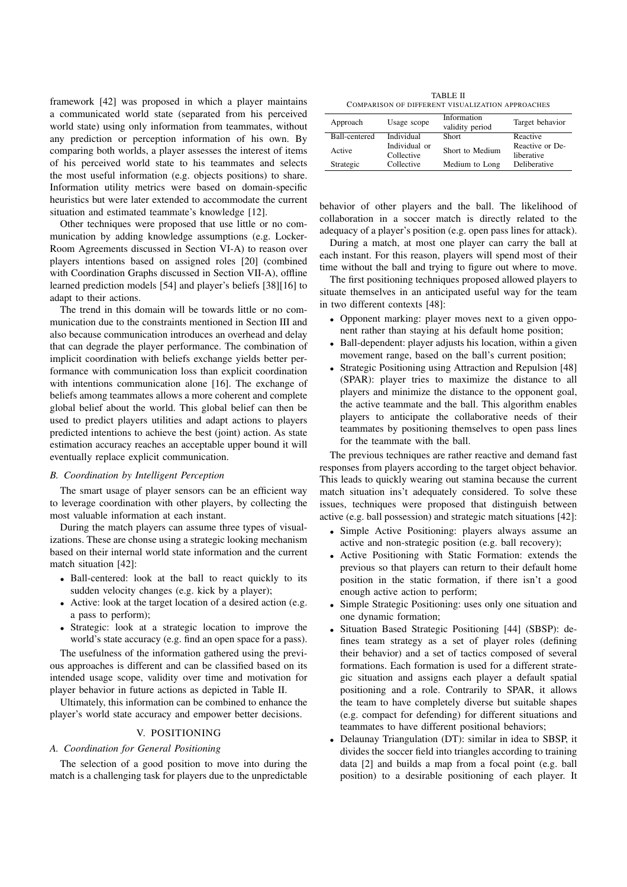framework [42] was proposed in which a player maintains a communicated world state (separated from his perceived world state) using only information from teammates, without any prediction or perception information of his own. By comparing both worlds, a player assesses the interest of items of his perceived world state to his teammates and selects the most useful information (e.g. objects positions) to share. Information utility metrics were based on domain-specific heuristics but were later extended to accommodate the current situation and estimated teammate's knowledge [12].

Other techniques were proposed that use little or no communication by adding knowledge assumptions (e.g. Locker-Room Agreements discussed in Section VI-A) to reason over players intentions based on assigned roles [20] (combined with Coordination Graphs discussed in Section VII-A), offline learned prediction models [54] and player's beliefs [38][16] to adapt to their actions.

The trend in this domain will be towards little or no communication due to the constraints mentioned in Section III and also because communication introduces an overhead and delay that can degrade the player performance. The combination of implicit coordination with beliefs exchange yields better performance with communication loss than explicit coordination with intentions communication alone [16]. The exchange of beliefs among teammates allows a more coherent and complete global belief about the world. This global belief can then be used to predict players utilities and adapt actions to players predicted intentions to achieve the best (joint) action. As state estimation accuracy reaches an acceptable upper bound it will eventually replace explicit communication.

### B. Coordination by Intelligent Perception

The smart usage of player sensors can be an efficient way to leverage coordination with other players, by collecting the most valuable information at each instant.

During the match players can assume three types of visualizations. These are chonse using a strategic looking mechanism based on their internal world state information and the current match situation [42]:

- Ball-centered: look at the ball to react quickly to its sudden velocity changes (e.g. kick by a player);
- Active: look at the target location of a desired action (e.g. a pass to perform);
- Strategic: look at a strategic location to improve the world's state accuracy (e.g. find an open space for a pass).

The usefulness of the information gathered using the previous approaches is different and can be classified based on its intended usage scope, validity over time and motivation for player behavior in future actions as depicted in Table II.

TABLE II
COMPARISON OF DIFFERENT VISUALIZATION APPROACHES

| Approach | Usage scope | Information validity period | Target behavior |
|---|---|---|---|
| Ball-centered | Individual | Short | Reactive |
| Active | Individual or Collective | Short to Medium | Reactive or Deliberative |
| Strategic | Collective | Medium to Long | Deliberative |

Ultimately, this information can be combined to enhance the player's world state accuracy and empower better decisions.

## V. POSITIONING

### A. Coordination for General Positioning

The selection of a good position to move into during the match is a challenging task for players due to the unpredictable behavior of other players and the ball. The likelihood of collaboration in a soccer match is directly related to the adequacy of a player's position (e.g. open pass lines for attack).

During a match, at most one player can carry the ball at each instant. For this reason, players will spend most of their time without the ball and trying to figure out where to move.

The first positioning techniques proposed allowed players to situate themselves in an anticipated useful way for the team in two different contexts [48]:

- Opponent marking: player moves next to a given opponent rather than staying at his default home position;
- Ball-dependent: player adjusts his location, within a given movement range, based on the ball's current position;
- Strategic Positioning using Attraction and Repulsion [48] (SPAR): player tries to maximize the distance to all players and minimize the distance to the opponent goal, the active teammate and the ball. This algorithm enables players to anticipate the collaborative needs of their teammates by positioning themselves to open pass lines for the teammate with the ball.

The previous techniques are rather reactive and demand fast responses from players according to the target object behavior. This leads to quickly wearing out stamina because the current match situation ins't adequately considered. To solve these issues, techniques were proposed that distinguish between active (e.g. ball possession) and strategic match situations [42]:

- Simple Active Positioning: players always assume an active and non-strategic position (e.g. ball recovery);
- Active Positioning with Static Formation: extends the previous so that players can return to their default home position in the static formation, if there isn't a good enough active action to perform;
- Simple Strategic Positioning: uses only one situation and one dynamic formation;
- Situation Based Strategic Positioning [44] (SBSP): defines team strategy as a set of player roles (defining their behavior) and a set of tactics composed of several formations. Each formation is used for a different strategic situation and assigns each player a default spatial positioning and a role. Contrarily to SPAR, it allows the team to have completely diverse but suitable shapes (e.g. compact for defending) for different situations and teammates to have different positional behaviors;
- Delaunay Triangulation (DT): similar in idea to SBSP, it divides the soccer field into triangles according to training data [2] and builds a map from a focal point (e.g. ball position) to a desirable positioning of each player. It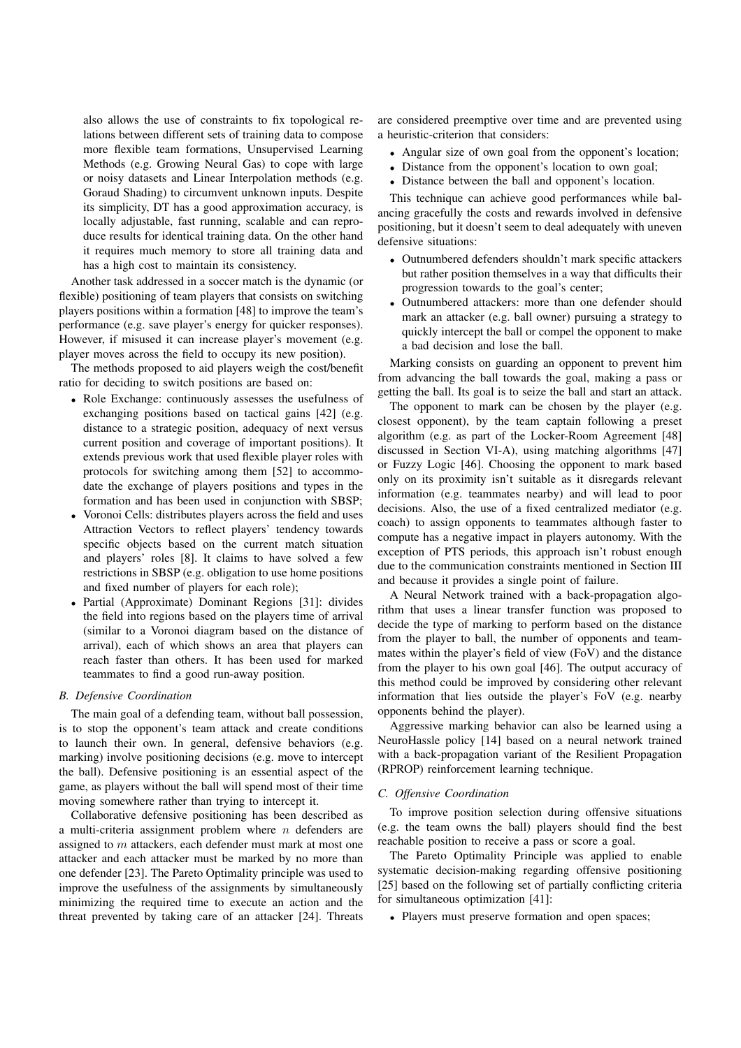also allows the use of constraints to fix topological relations between different sets of training data to compose more flexible team formations, Unsupervised Learning Methods (e.g. Growing Neural Gas) to cope with large or noisy datasets and Linear Interpolation methods (e.g. Goraud Shading) to circumvent unknown inputs. Despite its simplicity, DT has a good approximation accuracy, is locally adjustable, fast running, scalable and can reproduce results for identical training data. On the other hand it requires much memory to store all training data and has a high cost to maintain its consistency.

Another task addressed in a soccer match is the dynamic (or flexible) positioning of team players that consists on switching players positions within a formation [48] to improve the team's performance (e.g. save player's energy for quicker responses). However, if misused it can increase player's movement (e.g. player moves across the field to occupy its new position).

The methods proposed to aid players weigh the cost/benefit ratio for deciding to switch positions are based on:

- Role Exchange: continuously assesses the usefulness of exchanging positions based on tactical gains [42] (e.g. distance to a strategic position, adequacy of next versus current position and coverage of important positions). It extends previous work that used flexible player roles with protocols for switching among them [52] to accommodate the exchange of players positions and types in the formation and has been used in conjunction with SBSP;
- Voronoi Cells: distributes players across the field and uses Attraction Vectors to reflect players' tendency towards specific objects based on the current match situation and players' roles [8]. It claims to have solved a few restrictions in SBSP (e.g. obligation to use home positions and fixed number of players for each role);
- Partial (Approximate) Dominant Regions [31]: divides the field into regions based on the players time of arrival (similar to a Voronoi diagram based on the distance of arrival), each of which shows an area that players can reach faster than others. It has been used for marked teammates to find a good run-away position.

### B. Defensive Coordination

The main goal of a defending team, without ball possession, is to stop the opponent's team attack and create conditions to launch their own. In general, defensive behaviors (e.g. marking) involve positioning decisions (e.g. move to intercept the ball). Defensive positioning is an essential aspect of the game, as players without the ball will spend most of their time moving somewhere rather than trying to intercept it.

Collaborative defensive positioning has been described as a multi-criteria assignment problem where $n$ defenders are assigned to $m$ attackers, each defender must mark at most one attacker and each attacker must be marked by no more than one defender [23]. The Pareto Optimality principle was used to improve the usefulness of the assignments by simultaneously minimizing the required time to execute an action and the threat prevented by taking care of an attacker [24]. Threats are considered preemptive over time and are prevented using a heuristic-criterion that considers:

- Angular size of own goal from the opponent's location;
- Distance from the opponent's location to own goal;
- Distance between the ball and opponent's location.

This technique can achieve good performances while balancing gracefully the costs and rewards involved in defensive positioning, but it doesn't seem to deal adequately with uneven defensive situations:

- Outnumbered defenders shouldn't mark specific attackers but rather position themselves in a way that difficults their progression towards to the goal's center;
- Outnumbered attackers: more than one defender should mark an attacker (e.g. ball owner) pursuing a strategy to quickly intercept the ball or compel the opponent to make a bad decision and lose the ball.

Marking consists on guarding an opponent to prevent him from advancing the ball towards the goal, making a pass or getting the ball. Its goal is to seize the ball and start an attack.

The opponent to mark can be chosen by the player (e.g. closest opponent), by the team captain following a preset algorithm (e.g. as part of the Locker-Room Agreement [48] discussed in Section VI-A), using matching algorithms [47] or Fuzzy Logic [46]. Choosing the opponent to mark based only on its proximity isn't suitable as it disregards relevant information (e.g. teammates nearby) and will lead to poor decisions. Also, the use of a fixed centralized mediator (e.g. coach) to assign opponents to teammates although faster to compute has a negative impact in players autonomy. With the exception of PTS periods, this approach isn't robust enough due to the communication constraints mentioned in Section III and because it provides a single point of failure.

A Neural Network trained with a back-propagation algorithm that uses a linear transfer function was proposed to decide the type of marking to perform based on the distance from the player to ball, the number of opponents and teammates within the player's field of view (FoV) and the distance from the player to his own goal [46]. The output accuracy of this method could be improved by considering other relevant information that lies outside the player's FoV (e.g. nearby opponents behind the player).

Aggressive marking behavior can also be learned using a NeuroHassle policy [14] based on a neural network trained with a back-propagation variant of the Resilient Propagation (RPROP) reinforcement learning technique.

### C. Offensive Coordination

To improve position selection during offensive situations (e.g. the team owns the ball) players should find the best reachable position to receive a pass or score a goal.

The Pareto Optimality Principle was applied to enable systematic decision-making regarding offensive positioning [25] based on the following set of partially conflicting criteria for simultaneous optimization [41]:

- Players must preserve formation and open spaces;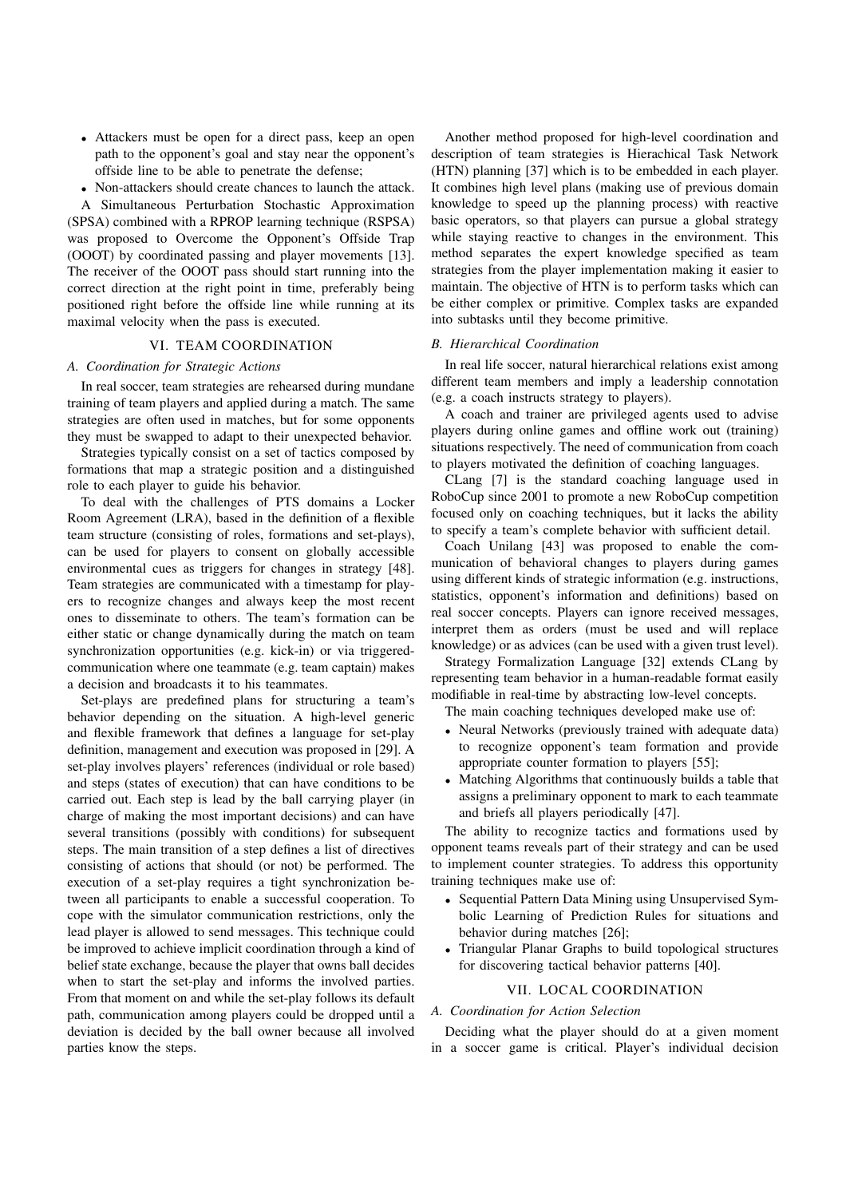- Attackers must be open for a direct pass, keep an open path to the opponent's goal and stay near the opponent's offside line to be able to penetrate the defense;
- Non-attackers should create chances to launch the attack.

A Simultaneous Perturbation Stochastic Approximation (SPSA) combined with a RPROP learning technique (RSPSA) was proposed to Overcome the Opponent's Offside Trap (OOOT) by coordinated passing and player movements [13]. The receiver of the OOOT pass should start running into the correct direction at the right point in time, preferably being positioned right before the offside line while running at its maximal velocity when the pass is executed.

## VI. TEAM COORDINATION

### A. Coordination for Strategic Actions

In real soccer, team strategies are rehearsed during mundane training of team players and applied during a match. The same strategies are often used in matches, but for some opponents they must be swapped to adapt to their unexpected behavior.

Strategies typically consist on a set of tactics composed by formations that map a strategic position and a distinguished role to each player to guide his behavior.

To deal with the challenges of PTS domains a Locker Room Agreement (LRA), based in the definition of a flexible team structure (consisting of roles, formations and set-plays), can be used for players to consent on globally accessible environmental cues as triggers for changes in strategy [48]. Team strategies are communicated with a timestamp for players to recognize changes and always keep the most recent ones to disseminate to others. The team's formation can be either static or change dynamically during the match on team synchronization opportunities (e.g. kick-in) or via triggered-communication where one teammate (e.g. team captain) makes a decision and broadcasts it to his teammates.

Set-plays are predefined plans for structuring a team's behavior depending on the situation. A high-level generic and flexible framework that defines a language for set-play definition, management and execution was proposed in [29]. A set-play involves players' references (individual or role based) and steps (states of execution) that can have conditions to be carried out. Each step is lead by the ball carrying player (in charge of making the most important decisions) and can have several transitions (possibly with conditions) for subsequent steps. The main transition of a step defines a list of directives consisting of actions that should (or not) be performed. The execution of a set-play requires a tight synchronization between all participants to enable a successful cooperation. To cope with the simulator communication restrictions, only the lead player is allowed to send messages. This technique could be improved to achieve implicit coordination through a kind of belief state exchange, because the player that owns ball decides when to start the set-play and informs the involved parties. From that moment on and while the set-play follows its default path, communication among players could be dropped until a deviation is decided by the ball owner because all involved parties know the steps.

Another method proposed for high-level coordination and description of team strategies is Hierachical Task Network (HTN) planning [37] which is to be embedded in each player. It combines high level plans (making use of previous domain knowledge to speed up the planning process) with reactive basic operators, so that players can pursue a global strategy while staying reactive to changes in the environment. This method separates the expert knowledge specified as team strategies from the player implementation making it easier to maintain. The objective of HTN is to perform tasks which can be either complex or primitive. Complex tasks are expanded into subtasks until they become primitive.

### B. Hierarchical Coordination

In real life soccer, natural hierarchical relations exist among different team members and imply a leadership connotation (e.g. a coach instructs strategy to players).

A coach and trainer are privileged agents used to advise players during online games and offline work out (training) situations respectively. The need of communication from coach to players motivated the definition of coaching languages.

CLang [7] is the standard coaching language used in RoboCup since 2001 to promote a new RoboCup competition focused only on coaching techniques, but it lacks the ability to specify a team's complete behavior with sufficient detail.

Coach Unilang [43] was proposed to enable the communication of behavioral changes to players during games using different kinds of strategic information (e.g. instructions, statistics, opponent's information and definitions) based on real soccer concepts. Players can ignore received messages, interpret them as orders (must be used and will replace knowledge) or as advices (can be used with a given trust level).

Strategy Formalization Language [32] extends CLang by representing team behavior in a human-readable format easily modifiable in real-time by abstracting low-level concepts.

The main coaching techniques developed make use of:

- Neural Networks (previously trained with adequate data) to recognize opponent's team formation and provide appropriate counter formation to players [55];
- Matching Algorithms that continuously builds a table that assigns a preliminary opponent to mark to each teammate and briefs all players periodically [47].

The ability to recognize tactics and formations used by opponent teams reveals part of their strategy and can be used to implement counter strategies. To address this opportunity training techniques make use of:

- Sequential Pattern Data Mining using Unsupervised Symbolic Learning of Prediction Rules for situations and behavior during matches [26];
- Triangular Planar Graphs to build topological structures for discovering tactical behavior patterns [40].

## VII. LOCAL COORDINATION

### A. Coordination for Action Selection

Deciding what the player should do at a given moment in a soccer game is critical. Player's individual decision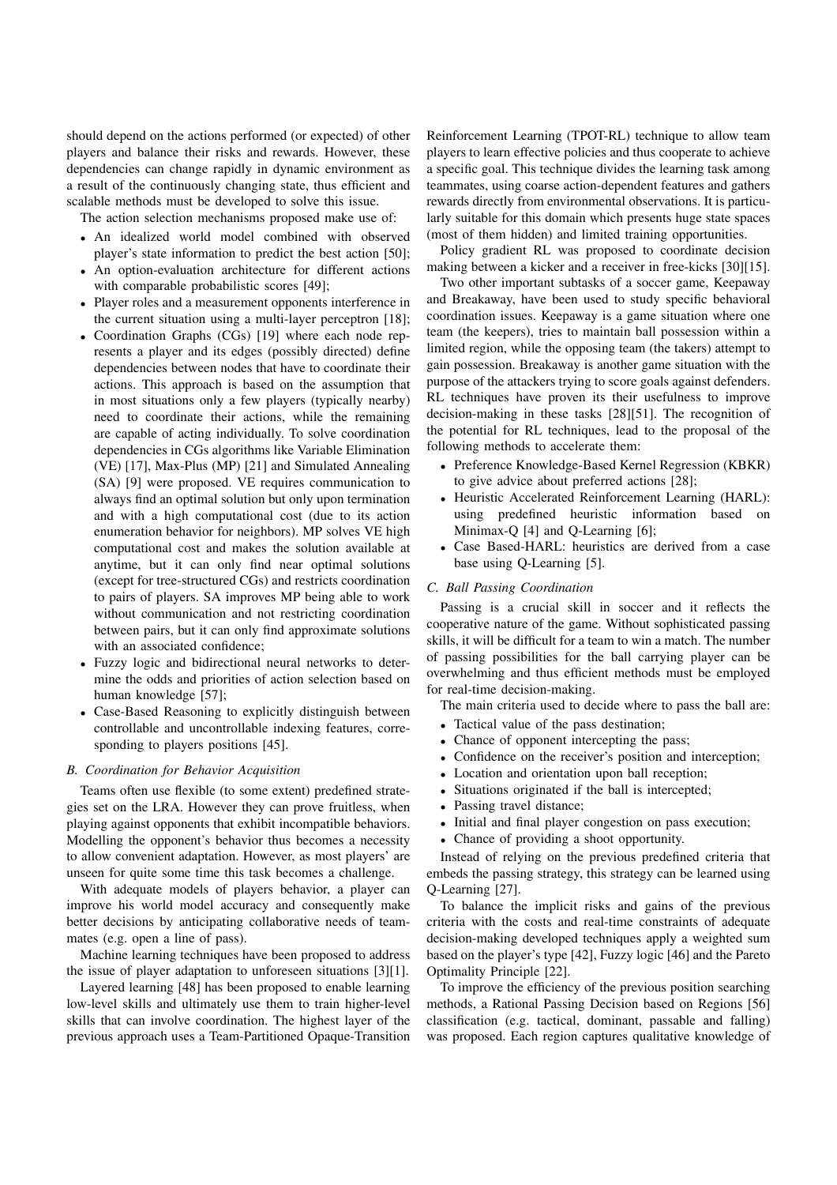should depend on the actions performed (or expected) of other players and balance their risks and rewards. However, these dependencies can change rapidly in dynamic environment as a result of the continuously changing state, thus efficient and scalable methods must be developed to solve this issue.

The action selection mechanisms proposed make use of:

- An idealized world model combined with observed player's state information to predict the best action [50];
- An option-evaluation architecture for different actions with comparable probabilistic scores [49];
- Player roles and a measurement opponents interference in the current situation using a multi-layer perceptron [18];
- Coordination Graphs (CGs) [19] where each node represents a player and its edges (possibly directed) define dependencies between nodes that have to coordinate their actions. This approach is based on the assumption that in most situations only a few players (typically nearby) need to coordinate their actions, while the remaining are capable of acting individually. To solve coordination dependencies in CGs algorithms like Variable Elimination (VE) [17], Max-Plus (MP) [21] and Simulated Annealing (SA) [9] were proposed. VE requires communication to always find an optimal solution but only upon termination and with a high computational cost (due to its action enumeration behavior for neighbors). MP solves VE high computational cost and makes the solution available at anytime, but it can only find near optimal solutions (except for tree-structured CGs) and restricts coordination to pairs of players. SA improves MP being able to work without communication and not restricting coordination between pairs, but it can only find approximate solutions with an associated confidence;
- Fuzzy logic and bidirectional neural networks to determine the odds and priorities of action selection based on human knowledge [57];
- Case-Based Reasoning to explicitly distinguish between controllable and uncontrollable indexing features, corresponding to players positions [45].

### B. Coordination for Behavior Acquisition

Teams often use flexible (to some extent) predefined strategies set on the LRA. However they can prove fruitless, when playing against opponents that exhibit incompatible behaviors. Modelling the opponent's behavior thus becomes a necessity to allow convenient adaptation. However, as most players' are unseen for quite some time this task becomes a challenge.

With adequate models of players behavior, a player can improve his world model accuracy and consequently make better decisions by anticipating collaborative needs of teammates (e.g. open a line of pass).

Machine learning techniques have been proposed to address the issue of player adaptation to unforeseen situations [3][1].

Layered learning [48] has been proposed to enable learning low-level skills and ultimately use them to train higher-level skills that can involve coordination. The highest layer of the previous approach uses a Team-Partitioned Opaque-Transition Reinforcement Learning (TPOT-RL) technique to allow team players to learn effective policies and thus cooperate to achieve a specific goal. This technique divides the learning task among teammates, using coarse action-dependent features and gathers rewards directly from environmental observations. It is particularly suitable for this domain which presents huge state spaces (most of them hidden) and limited training opportunities.

Policy gradient RL was proposed to coordinate decision making between a kicker and a receiver in free-kicks [30][15].

Two other important subtasks of a soccer game, Keepaway and Breakaway, have been used to study specific behavioral coordination issues. Keepaway is a game situation where one team (the keepers), tries to maintain ball possession within a limited region, while the opposing team (the takers) attempt to gain possession. Breakaway is another game situation with the purpose of the attackers trying to score goals against defenders. RL techniques have proven its their usefulness to improve decision-making in these tasks [28][51]. The recognition of the potential for RL techniques, lead to the proposal of the following methods to accelerate them:

- Preference Knowledge-Based Kernel Regression (KBKR) to give advice about preferred actions [28];
- Heuristic Accelerated Reinforcement Learning (HARL): using predefined heuristic information based on Minimax-Q [4] and Q-Learning [6];
- Case Based-HARL: heuristics are derived from a case base using Q-Learning [5].

### C. Ball Passing Coordination

Passing is a crucial skill in soccer and it reflects the cooperative nature of the game. Without sophisticated passing skills, it will be difficult for a team to win a match. The number of passing possibilities for the ball carrying player can be overwhelming and thus efficient methods must be employed for real-time decision-making.

The main criteria used to decide where to pass the ball are:

- Tactical value of the pass destination;
- Chance of opponent intercepting the pass;
- Confidence on the receiver's position and interception;
- Location and orientation upon ball reception;
- Situations originated if the ball is intercepted;
- Passing travel distance;
- Initial and final player congestion on pass execution;
- Chance of providing a shoot opportunity.

Instead of relying on the previous predefined criteria that embeds the passing strategy, this strategy can be learned using Q-Learning [27].

To balance the implicit risks and gains of the previous criteria with the costs and real-time constraints of adequate decision-making developed techniques apply a weighted sum based on the player's type [42], Fuzzy logic [46] and the Pareto Optimality Principle [22].

To improve the efficiency of the previous position searching methods, a Rational Passing Decision based on Regions [56] classification (e.g. tactical, dominant, passable and falling) was proposed. Each region captures qualitative knowledge of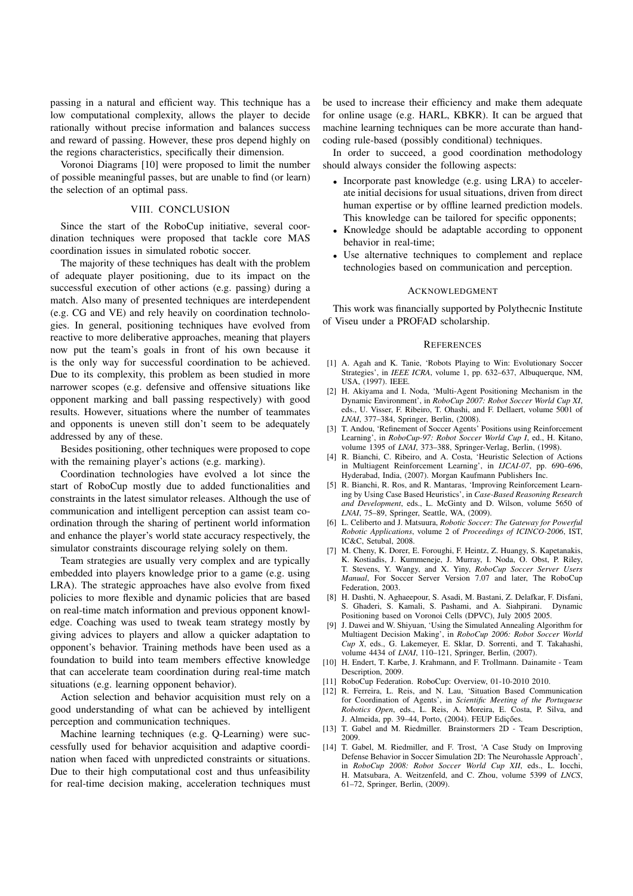passing in a natural and efficient way. This technique has a low computational complexity, allows the player to decide rationally without precise information and balances success and reward of passing. However, these pros depend highly on the regions characteristics, specifically their dimension.

Voronoi Diagrams [10] were proposed to limit the number of possible meaningful passes, but are unable to find (or learn) the selection of an optimal pass.

## VIII. CONCLUSION

Since the start of the RoboCup initiative, several coordination techniques were proposed that tackle core MAS coordination issues in simulated robotic soccer.

The majority of these techniques has dealt with the problem of adequate player positioning, due to its impact on the successful execution of other actions (e.g. passing) during a match. Also many of presented techniques are interdependent (e.g. CG and VE) and rely heavily on coordination technologies. In general, positioning techniques have evolved from reactive to more deliberative approaches, meaning that players now put the team's goals in front of his own because it is the only way for successful coordination to be achieved. Due to its complexity, this problem as been studied in more narrower scopes (e.g. defensive and offensive situations like opponent marking and ball passing respectively) with good results. However, situations where the number of teammates and opponents is uneven still don't seem to be adequately addressed by any of these.

Besides positioning, other techniques were proposed to cope with the remaining player's actions (e.g. marking).

Coordination technologies have evolved a lot since the start of RoboCup mostly due to added functionalities and constraints in the latest simulator releases. Although the use of communication and intelligent perception can assist team coordination through the sharing of pertinent world information and enhance the player's world state accuracy respectively, the simulator constraints discourage relying solely on them.

Team strategies are usually very complex and are typically embedded into players knowledge prior to a game (e.g. using LRA). The strategic approaches have also evolve from fixed policies to more flexible and dynamic policies that are based on real-time match information and previous opponent knowledge. Coaching was used to tweak team strategy mostly by giving advices to players and allow a quicker adaptation to opponent's behavior. Training methods have been used as a foundation to build into team members effective knowledge that can accelerate team coordination during real-time match situations (e.g. learning opponent behavior).

Action selection and behavior acquisition must rely on a good understanding of what can be achieved by intelligent perception and communication techniques.

Machine learning techniques (e.g. Q-Learning) were successfully used for behavior acquisition and adaptive coordination when faced with unpredicted constraints or situations. Due to their high computational cost and thus unfeasibility for real-time decision making, acceleration techniques must be used to increase their efficiency and make them adequate for online usage (e.g. HARL, KBKR). It can be argued that machine learning techniques can be more accurate than hand-coding rule-based (possibly conditional) techniques.

In order to succeed, a good coordination methodology should always consider the following aspects:

- Incorporate past knowledge (e.g. using LRA) to accelerate initial decisions for usual situations, driven from direct human expertise or by offline learned prediction models. This knowledge can be tailored for specific opponents;
- Knowledge should be adaptable according to opponent behavior in real-time;
- Use alternative techniques to complement and replace technologies based on communication and perception.

## ACKNOWLEDGMENT

This work was financially supported by Polythecnic Institute of Viseu under a PROFAD scholarship.

## REFERENCES

[1] A. Agah and K. Tanie, 'Robots Playing to Win: Evolutionary Soccer Strategies', in *IEEE ICRA*, volume 1, pp. 632–637, Albuquerque, NM, USA, (1997). IEEE.

[2] H. Akiyama and I. Noda, 'Multi-Agent Positioning Mechanism in the Dynamic Environment', in *RoboCup 2007: Robot Soccer World Cup XI*, eds., U. Visser, F. Ribeiro, T. Ohashi, and F. Dellaert, volume 5001 of *LNAI*, 377–384, Springer, Berlin, (2008).

[3] T. Andou, 'Refinement of Soccer Agents' Positions using Reinforcement Learning', in *RoboCup-97: Robot Soccer World Cup I*, ed., H. Kitano, volume 1395 of *LNAI*, 373–388, Springer-Verlag, Berlin, (1998).

[4] R. Bianchi, C. Ribeiro, and A. Costa, 'Heuristic Selection of Actions in Multiagent Reinforcement Learning', in *IJCAI-07*, pp. 690–696, Hyderabad, India, (2007). Morgan Kaufmann Publishers Inc.

[5] R. Bianchi, R. Ros, and R. Mantaras, 'Improving Reinforcement Learning by Using Case Based Heuristics', in *Case-Based Reasoning Research and Development*, eds., L. McGinty and D. Wilson, volume 5650 of *LNAI*, 75–89, Springer, Seattle, WA, (2009).

[6] L. Celiberto and J. Matsuura, *Robotic Soccer: The Gateway for Powerful Robotic Applications*, volume 2 of *Proceedings of ICINCO-2006*, IST, IC&C, Setubal, 2008.

[7] M. Cheny, K. Dorer, E. Foroughi, F. Heintz, Z. Huangy, S. Kapetanakis, K. Kostiadis, J. Kummeneje, J. Murray, I. Noda, O. Obst, P. Riley, T. Stevens, Y. Wangy, and X. Yiny, *RoboCup Soccer Server Users Manual*, For Soccer Server Version 7.07 and later, The RoboCup Federation, 2003.

[8] H. Dashti, N. Aghaeepour, S. Asadi, M. Bastani, Z. Delafkar, F. Disfani, S. Ghaderi, S. Kamali, S. Pashami, and A. Siahpirani. Dynamic Positioning based on Voronoi Cells (DPVC), July 2005 2005.

[9] J. Dawei and W. Shiyuan, 'Using the Simulated Annealing Algorithm for Multiagent Decision Making', in *RoboCup 2006: Robot Soccer World Cup X*, eds., G. Lakemeyer, E. Sklar, D. Sorrenti, and T. Takahashi, volume 4434 of *LNAI*, 110–121, Springer, Berlin, (2007).

[10] H. Endert, T. Karbe, J. Krahmann, and F. Trollmann. Dainamite - Team Description, 2009.

[11] RoboCup Federation. RoboCup: Overview, 01-10-2010 2010.

[12] R. Ferreira, L. Reis, and N. Lau, 'Situation Based Communication for Coordination of Agents', in *Scientific Meeting of the Portuguese Robotics Open*, eds., L. Reis, A. Moreira, E. Costa, P. Silva, and J. Almeida, pp. 39–44, Porto, (2004). FEUP Edições.

[13] T. Gabel and M. Riedmiller. Brainstormers 2D - Team Description, 2009.

[14] T. Gabel, M. Riedmiller, and F. Trost, 'A Case Study on Improving Defense Behavior in Soccer Simulation 2D: The Neurohassle Approach', in *RoboCup 2008: Robot Soccer World Cup XII*, eds., L. Iocchi, H. Matsubara, A. Weitzenfeld, and C. Zhou, volume 5399 of *LNCS*, 61–72, Springer, Berlin, (2009).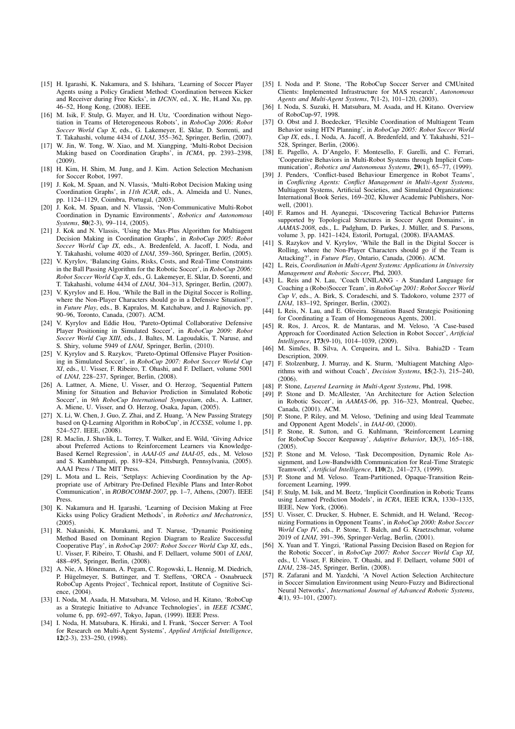[15] H. Igarashi, K. Nakamura, and S. Ishihara, 'Learning of Soccer Player Agents using a Policy Gradient Method: Coordination between Kicker and Receiver during Free Kicks', in *IJCNN*, ed., X. He, H.and Xu, pp. 46–52, Hong Kong, (2008). IEEE.

[16] M. Isik, F. Stulp, G. Mayer, and H. Utz, 'Coordination without Negotiation in Teams of Heterogeneous Robots', in *RoboCup 2006: Robot Soccer World Cup X*, eds., G. Lakemeyer, E. Sklar, D. Sorrenti, and T. Takahashi, volume 4434 of *LNAI*, 355–362, Springer, Berlin, (2007).

[17] W. Jin, W. Tong, W. Xiao, and M. Xiangping, 'Multi-Robot Decision Making based on Coordination Graphs', in *ICMA*, pp. 2393–2398, (2009).

[18] H. Kim, H. Shim, M. Jung, and J. Kim. Action Selection Mechanism for Soccer Robot, 1997.

[19] J. Kok, M. Spaan, and N. Vlassis, 'Multi-Robot Decision Making using Coordination Graphs', in *11th ICAR*, eds., A. Almeida and U. Nunes, pp. 1124–1129, Coimbra, Portugal, (2003).

[20] J. Kok, M. Spaan, and N. Vlassis, 'Non-Communicative Multi-Robot Coordination in Dynamic Environments', *Robotics and Autonomous Systems*, **50**(2-3), 99–114, (2005).

[21] J. Kok and N. Vlassis, 'Using the Max-Plus Algorithm for Multiagent Decision Making in Coordination Graphs', in *RoboCup 2005: Robot Soccer World Cup IX*, eds., A. Bredenfeld, A. Jacoff, I. Noda, and Y. Takahashi, volume 4020 of *LNAI*, 359–360, Springer, Berlin, (2005).

[22] V. Kyrylov, 'Balancing Gains, Risks, Costs, and Real-Time Constraints in the Ball Passing Algorithm for the Robotic Soccer', in *RoboCup 2006: Robot Soccer World Cup X*, eds., G. Lakemeyer, E. Sklar, D. Sorenti, and T. Takahashi, volume 4434 of *LNAI*, 304–313, Springer, Berlin, (2007).

[23] V. Kyrylov and E. Hou, 'While the Ball in the Digital Soccer is Rolling, where the Non-Player Characters should go in a Defensive Situation?', in *Future Play*, eds., B. Kapralos, M. Katchabaw, and J. Rajnovich, pp. 90–96, Toronto, Canada, (2007). ACM.

[24] V. Kyrylov and Eddie Hou, 'Pareto-Optimal Collaborative Defensive Player Positioning in Simulated Soccer', in *RoboCup 2009: Robot Soccer World Cup XIII*, eds., J. Baltes, M. Lagoudakis, T. Naruse, and S. Shiry, volume 5949 of *LNAI*, Springer, Berlin, (2010).

[25] V. Kyrylov and S. Razykov, 'Pareto-Optimal Offensive Player Positioning in Simulated Soccer', in *RoboCup 2007: Robot Soccer World Cup XI*, eds., U. Visser, F. Ribeiro, T. Ohashi, and F. Dellaert, volume 5001 of *LNAI*, 228–237, Springer, Berlin, (2008).

[26] A. Lattner, A. Miene, U. Visser, and O. Herzog, 'Sequential Pattern Mining for Situation and Behavior Prediction in Simulated Robotic Soccer', in *9th RoboCup International Symposium*, eds., A. Lattner, A. Miene, U. Visser, and O. Herzog, Osaka, Japan, (2005).

[27] X. Li, W. Chen, J. Guo, Z. Zhai, and Z. Huang, 'A New Passing Strategy based on Q-Learning Algorithm in RoboCup', in *ICCSSE*, volume 1, pp. 524–527. IEEE, (2008).

[28] R. Maclin, J. Shavlik, L. Torrey, T. Walker, and E. Wild, 'Giving Advice about Preferred Actions to Reinforcement Learners via Knowledge-Based Kernel Regression', in *AAAI-05 and IAAI-05*, eds., M. Veloso and S. Kambhampati, pp. 819–824, Pittsburgh, Pennsylvania, (2005). AAAI Press / The MIT Press.

[29] L. Mota and L. Reis, 'Setplays: Achieving Coordination by the Appropriate use of Arbitrary Pre-Defined Flexible Plans and Inter-Robot Communication', in *ROBOCOMM-2007*, pp. 1–7, Athens, (2007). IEEE Press.

[30] K. Nakamura and H. Igarashi, 'Learning of Decision Making at Free Kicks using Policy Gradient Methods', in *Robotics and Mechatronics*, (2005).

[31] R. Nakanishi, K. Murakami, and T. Naruse, 'Dynamic Positioning Method Based on Dominant Region Diagram to Realize Successful Cooperative Play', in *RoboCup 2007: Robot Soccer World Cup XI*, eds., U. Visser, F. Ribeiro, T. Ohashi, and F. Dellaert, volume 5001 of *LNAI*, 488–495, Springer, Berlin, (2008).

[32] A. Nie, A. Hönemann, A. Pegam, C. Rogowski, L. Hennig, M. Diedrich, P. Hügelmeyer, S. Buttinger, and T. Steffens, 'ORCA - Osnabrueck RoboCup Agents Project', Technical report, Institute of Cognitive Science, (2004).

[33] I. Noda, M. Asada, H. Matsubara, M. Veloso, and H. Kitano, 'RoboCup as a Strategic Initiative to Advance Technologies', in *IEEE ICSMC*, volume 6, pp. 692–697, Tokyo, Japan, (1999). IEEE Press.

[34] I. Noda, H. Matsubara, K. Hiraki, and I. Frank, 'Soccer Server: A Tool for Research on Multi-Agent Systems', *Applied Artificial Intelligence*, **12**(2-3), 233–250, (1998).

[35] I. Noda and P. Stone, 'The RoboCup Soccer Server and CMUnited Clients: Implemented Infrastructure for MAS research', *Autonomous Agents and Multi-Agent Systems*, **7**(1-2), 101–120, (2003).

[36] I. Noda, S. Suzuki, H. Matsubara, M. Asada, and H. Kitano. Overview of RoboCup-97, 1998.

[37] O. Obst and J. Boedecker, 'Flexible Coordination of Multiagent Team Behavior using HTN Planning', in *RoboCup 2005: Robot Soccer World Cup IX*, eds., I. Noda, A. Jacoff, A. Bredenfeld, and Y. Takahashi, 521–528, Springer, Berlin, (2006).

[38] E. Pagello, A. D'Angelo, F. Montesello, F. Garelli, and C. Ferrari, 'Cooperative Behaviors in Multi-Robot Systems through Implicit Communication', *Robotics and Autonomous Systems*, **29**(1), 65–77, (1999).

[39] J. Penders, 'Conflict-based Behaviour Emergence in Robot Teams', in *Conflicting Agents: Conflict Management in Multi-Agent Systems*, Multiagent Systems, Artificial Societies, and Simulated Organizations: International Book Series, 169–202, Kluwer Academic Publishers, Norwell, (2001).

[40] F. Ramos and H. Ayanegui, 'Discovering Tactical Behavior Patterns supported by Topological Structures in Soccer Agent Domains', in *AAMAS-2008*, eds., L. Padgham, D. Parkes, J. Müller, and S. Parsons, volume 3, pp. 1421–1424, Estoril, Portugal, (2008). IFAAMAS.

[41] S. Razykov and V. Kyrylov, 'While the Ball in the Digital Soccer is Rolling, where the Non-Player Characters should go if the Team is Attacking?', in *Future Play*, Ontario, Canada, (2006). ACM.

[42] L. Reis, *Coordination in Multi-Agent Systems: Applications in University Management and Robotic Soccer*, Phd, 2003.

[43] L. Reis and N. Lau, 'Coach UNILANG - A Standard Language for Coaching a (Robo)Soccer Team', in *RoboCup 2001: Robot Soccer World Cup V*, eds., A. Birk, S. Coradeschi, and S. Tadokoro, volume 2377 of *LNAI*, 183–192, Springer, Berlin, (2002).

[44] L Reis, N. Lau, and E. Oliveira. Situation Based Strategic Positioning for Coordinating a Team of Homogeneous Agents, 2001.

[45] R. Ros, J. Arcos, R. de Mantaras, and M. Veloso, 'A Case-based Approach for Coordinated Action Selection in Robot Soccer', *Artificial Intelligence*, **173**(9-10), 1014–1039, (2009).

[46] M. Simões, B. Silva, A. Cerqueira, and L. Silva. Bahia2D - Team Description, 2009.

[47] F. Stolzenburg, J. Murray, and K. Sturm, 'Multiagent Matching Algorithms with and without Coach', *Decision Systems*, **15**(2-3), 215–240, (2006).

[48] P. Stone, *Layered Learning in Multi-Agent Systems*, Phd, 1998.

[49] P. Stone and D. McAllester, 'An Architecture for Action Selection in Robotic Soccer', in *AAMAS-06*, pp. 316–323, Montreal, Quebec, Canada, (2001). ACM.

[50] P. Stone, P. Riley, and M. Veloso, 'Defining and using Ideal Teammate and Opponent Agent Models', in *IAAI-00*, (2000).

[51] P. Stone, R. Sutton, and G. Kuhlmann, 'Reinforcement Learning for RoboCup Soccer Keepaway', *Adaptive Behavior*, **13**(3), 165–188, (2005).

[52] P. Stone and M. Veloso, 'Task Decomposition, Dynamic Role Assignment, and Low-Bandwidth Communication for Real-Time Strategic Teamwork', *Artificial Intelligence*, **110**(2), 241–273, (1999).

[53] P. Stone and M. Veloso. Team-Partitioned, Opaque-Transition Reinforcement Learning, 1999.

[54] F. Stulp, M. Isik, and M. Beetz, 'Implicit Coordination in Robotic Teams using Learned Prediction Models', in *ICRA*, IEEE ICRA, 1330–1335, IEEE, New York, (2006).

[55] U. Visser, C. Drucker, S. Hubner, E. Schmidt, and H. Weland, 'Recognizing Formations in Opponent Teams', in *RoboCup 2000: Robot Soccer World Cup IV*, eds., P. Stone, T. Balch, and G. Kraetzschmar, volume 2019 of *LNAI*, 391–396, Springer-Verlag, Berlin, (2001).

[56] X. Yuan and T. Yingzi, 'Rational Passing Decision Based on Region for the Robotic Soccer', in *RoboCup 2007: Robot Soccer World Cup XI*, eds., U. Visser, F. Ribeiro, T. Ohashi, and F. Dellaert, volume 5001 of *LNAI*, 238–245, Springer, Berlin, (2008).

[57] R. Zafarani and M. Yazdchi, 'A Novel Action Selection Architecture in Soccer Simulation Environment using Neuro-Fuzzy and Bidirectional Neural Networks', *International Journal of Advanced Robotic Systems*, **4**(1), 93–101, (2007).